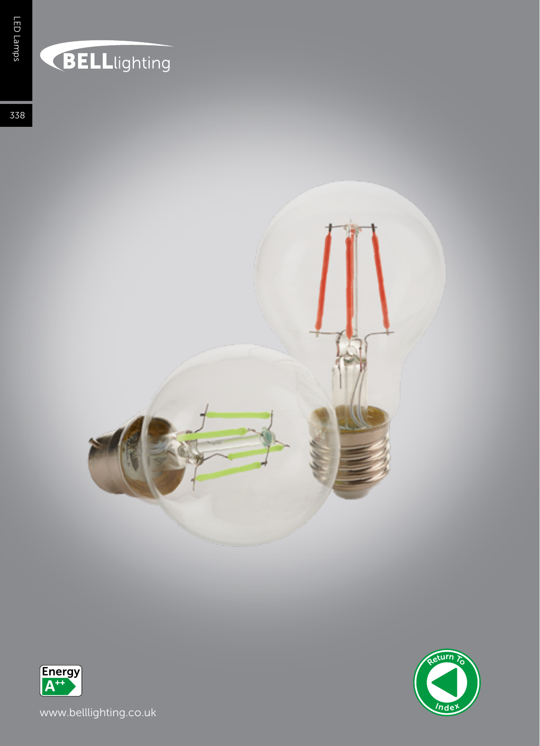LED Lamps

BELLlighting

Energy A++

www.belllighting.co.uk

Return To Index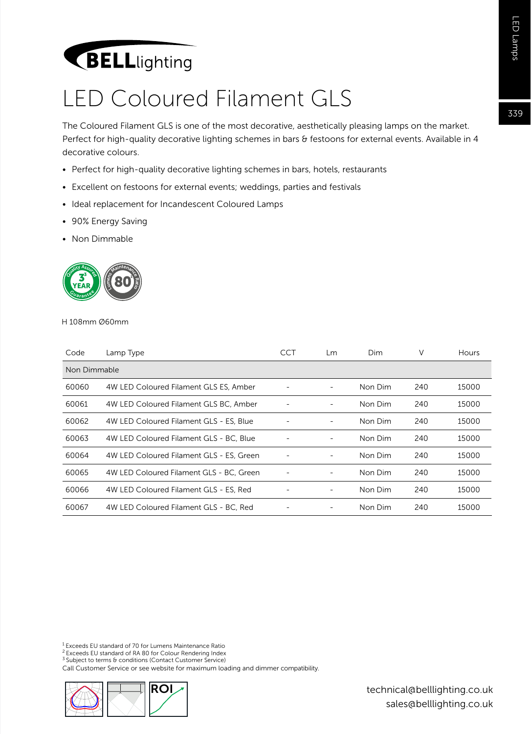# LED Coloured Filament GLS

The Coloured Filament GLS is one of the most decorative, aesthetically pleasing lamps on the market. Perfect for high-quality decorative lighting schemes in bars & festoons for external events. Available in 4 decorative colours.

- Perfect for high-quality decorative lighting schemes in bars, hotels, restaurants
- Excellent on festoons for external events; weddings, parties and festivals
- Ideal replacement for Incandescent Coloured Lamps
- 90% Energy Saving
- Non Dimmable

H 108mm Ø60mm

| Code | Lamp Type | CCT | Lm | Dim | V | Hours |
|---|---|---|---|---|---|---|
| Non Dimmable | | | | | | |
| 60060 | 4W LED Coloured Filament GLS ES, Amber | - | - | Non Dim | 240 | 15000 |
| 60061 | 4W LED Coloured Filament GLS BC, Amber | - | - | Non Dim | 240 | 15000 |
| 60062 | 4W LED Coloured Filament GLS - ES, Blue | - | - | Non Dim | 240 | 15000 |
| 60063 | 4W LED Coloured Filament GLS - BC, Blue | - | - | Non Dim | 240 | 15000 |
| 60064 | 4W LED Coloured Filament GLS - ES, Green | - | - | Non Dim | 240 | 15000 |
| 60065 | 4W LED Coloured Filament GLS - BC, Green | - | - | Non Dim | 240 | 15000 |
| 60066 | 4W LED Coloured Filament GLS - ES, Red | - | - | Non Dim | 240 | 15000 |
| 60067 | 4W LED Coloured Filament GLS - BC, Red | - | - | Non Dim | 240 | 15000 |

[1] Exceeds EU standard of 70 for Lumens Maintenance Ratio
[2] Exceeds EU standard of RA 80 for Colour Rendering Index
[3] Subject to terms & conditions (Contact Customer Service)
Call Customer Service or see website for maximum loading and dimmer compatibility.

technical@belllighting.co.uk
sales@belllighting.co.uk